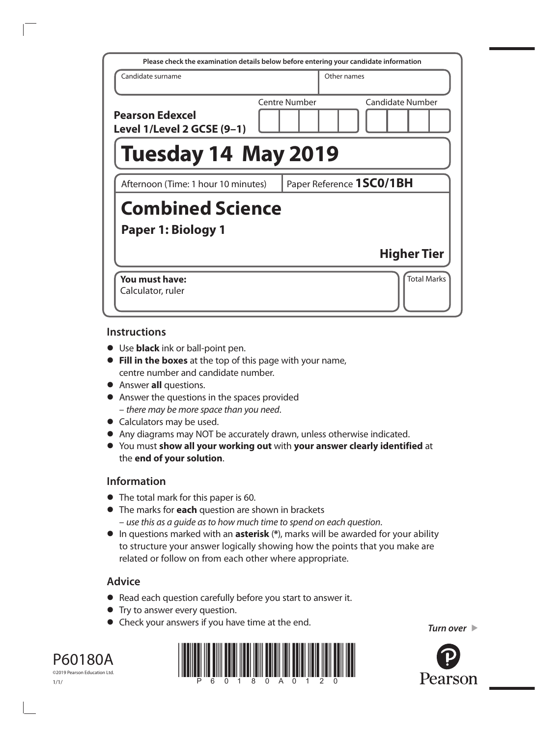Please check the examination details below before entering your candidate information

| Candidate surname | Other names |
| --- | --- |
| | |

**Pearson Edexcel Level 1/Level 2 GCSE (9–1)**

Centre Number | Candidate Number

# Tuesday 14 May 2019

Afternoon (Time: 1 hour 10 minutes) | Paper Reference **1SC0/1BH**

# Combined Science

## Paper 1: Biology 1

**Higher Tier**

**You must have:**
Calculator, ruler

Total Marks

## Instructions

- Use **black** ink or ball-point pen.
- **Fill in the boxes** at the top of this page with your name, centre number and candidate number.
- Answer **all** questions.
- Answer the questions in the spaces provided – *there may be more space than you need*.
- Calculators may be used.
- Any diagrams may NOT be accurately drawn, unless otherwise indicated.
- You must **show all your working out** with **your answer clearly identified** at the **end of your solution**.

## Information

- The total mark for this paper is 60.
- The marks for **each** question are shown in brackets – *use this as a guide as to how much time to spend on each question*.
- In questions marked with an **asterisk** (*), marks will be awarded for your ability to structure your answer logically showing how the points that you make are related or follow on from each other where appropriate.

## Advice

- Read each question carefully before you start to answer it.
- Try to answer every question.
- Check your answers if you have time at the end.

*Turn over*

P60180A
©2019 Pearson Education Ltd.
1/1/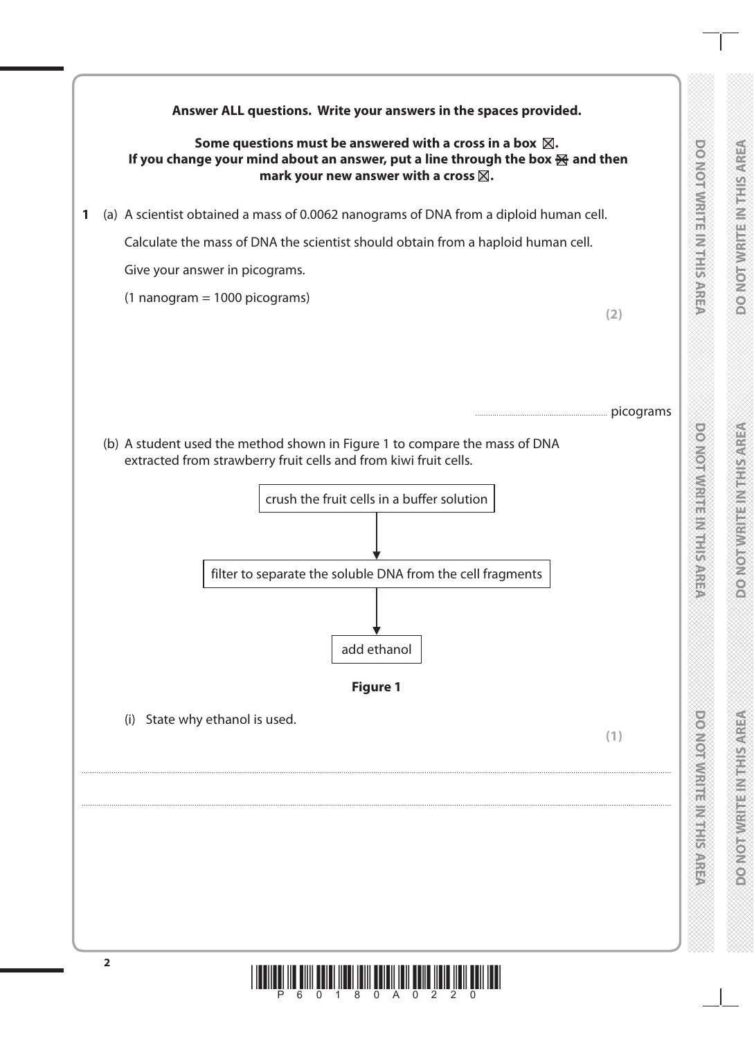**Answer ALL questions. Write your answers in the spaces provided.**

**Some questions must be answered with a cross in a box ☒.**
**If you change your mind about an answer, put a line through the box ☒ and then mark your new answer with a cross ☒.**

**1** (a) A scientist obtained a mass of 0.0062 nanograms of DNA from a diploid human cell.

Calculate the mass of DNA the scientist should obtain from a haploid human cell.

Give your answer in picograms.

(1 nanogram = 1000 picograms)

**(2)**

.............................................................. picograms

(b) A student used the method shown in Figure 1 to compare the mass of DNA extracted from strawberry fruit cells and from kiwi fruit cells.

crush the fruit cells in a buffer solution

↓

filter to separate the soluble DNA from the cell fragments

↓

add ethanol

**Figure 1**

(i) State why ethanol is used.

**(1)**

....................................................................................................................................................................................

....................................................................................................................................................................................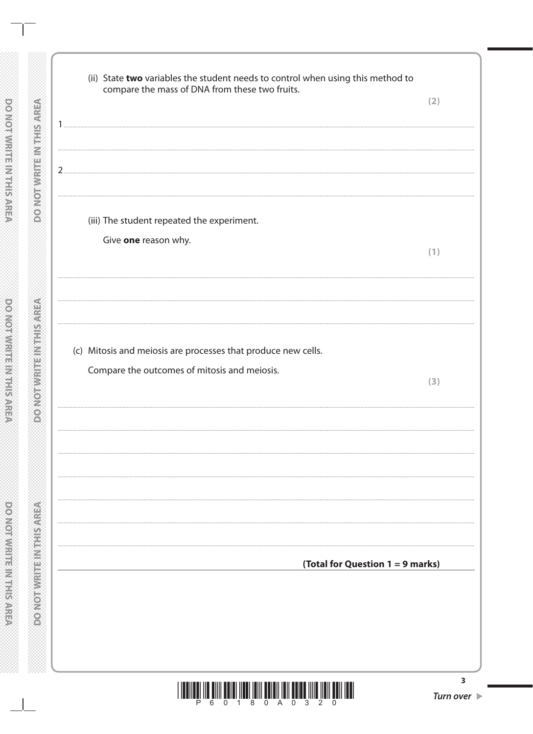(ii) State **two** variables the student needs to control when using this method to compare the mass of DNA from these two fruits.

**(2)**

1 ..........................................................................................................................................................

..........................................................................................................................................................

2 ..........................................................................................................................................................

..........................................................................................................................................................

(iii) The student repeated the experiment.

Give **one** reason why.

**(1)**

..........................................................................................................................................................

..........................................................................................................................................................

..........................................................................................................................................................

(c) Mitosis and meiosis are processes that produce new cells.

Compare the outcomes of mitosis and meiosis.

**(3)**

..........................................................................................................................................................

..........................................................................................................................................................

..........................................................................................................................................................

..........................................................................................................................................................

..........................................................................................................................................................

..........................................................................................................................................................

..........................................................................................................................................................

**(Total for Question 1 = 9 marks)**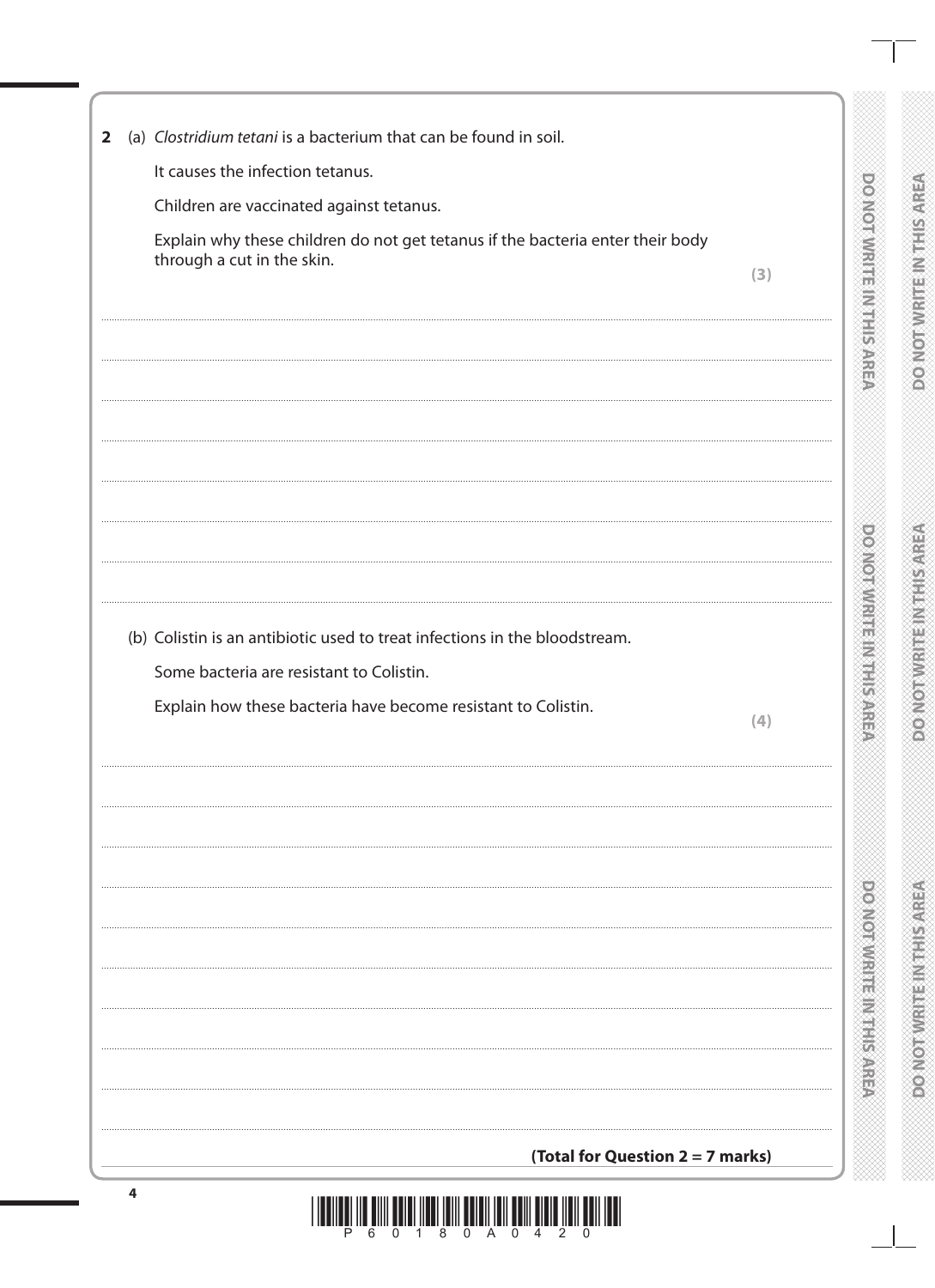**2** (a) *Clostridium tetani* is a bacterium that can be found in soil.

It causes the infection tetanus.

Children are vaccinated against tetanus.

Explain why these children do not get tetanus if the bacteria enter their body through a cut in the skin.

**(3)**

(b) Colistin is an antibiotic used to treat infections in the bloodstream.

Some bacteria are resistant to Colistin.

Explain how these bacteria have become resistant to Colistin.

**(4)**

**(Total for Question 2 = 7 marks)**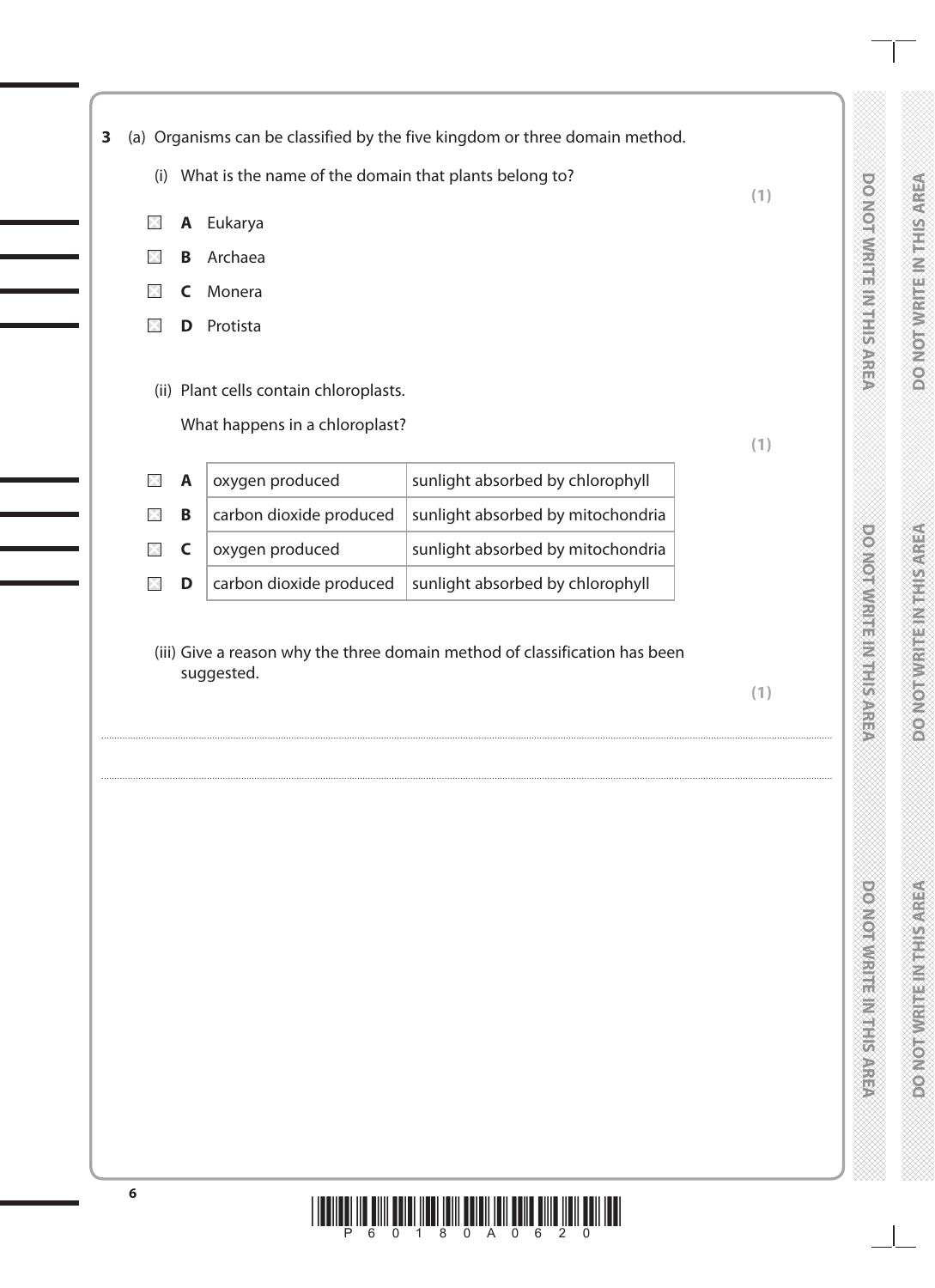**3** (a) Organisms can be classified by the five kingdom or three domain method.

(i) What is the name of the domain that plants belong to?

**(1)**

- ☒ **A** Eukarya
- ☒ **B** Archaea
- ☒ **C** Monera
- ☒ **D** Protista

(ii) Plant cells contain chloroplasts.

What happens in a chloroplast?

**(1)**

| | | | |
|---|---|---|---|
| ☒ | **A** | oxygen produced | sunlight absorbed by chlorophyll |
| ☒ | **B** | carbon dioxide produced | sunlight absorbed by mitochondria |
| ☒ | **C** | oxygen produced | sunlight absorbed by mitochondria |
| ☒ | **D** | carbon dioxide produced | sunlight absorbed by chlorophyll |

(iii) Give a reason why the three domain method of classification has been suggested.

**(1)**

..........................................................................................................................................

..........................................................................................................................................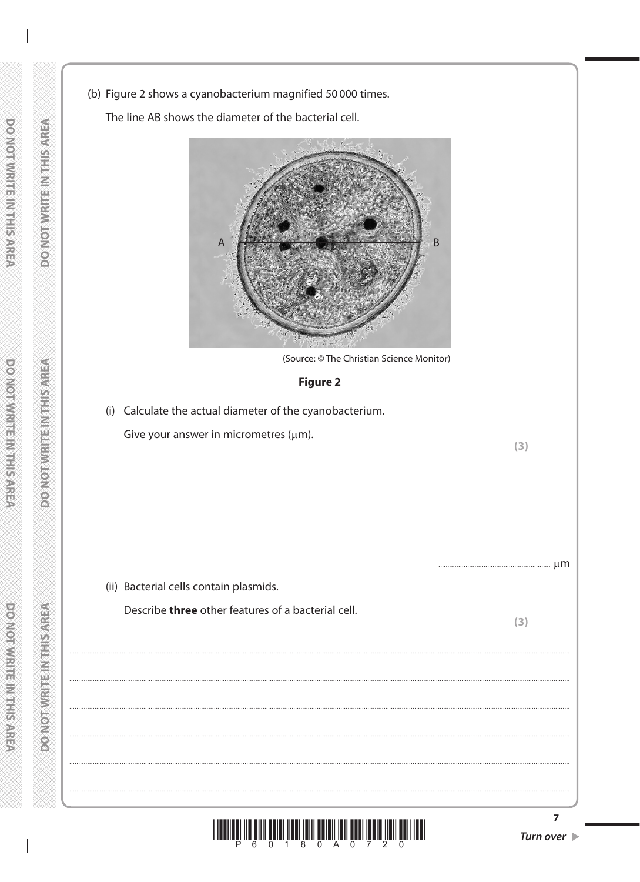(b) Figure 2 shows a cyanobacterium magnified 50 000 times.

The line AB shows the diameter of the bacterial cell.

(Source: © The Christian Science Monitor)

**Figure 2**

(i) Calculate the actual diameter of the cyanobacterium.

Give your answer in micrometres (μm).

**(3)**

.............................................................. μm

(ii) Bacterial cells contain plasmids.

Describe **three** other features of a bacterial cell.

**(3)**

..................................................................................................................................................................................................................

..................................................................................................................................................................................................................

..................................................................................................................................................................................................................

..................................................................................................................................................................................................................

..................................................................................................................................................................................................................

..................................................................................................................................................................................................................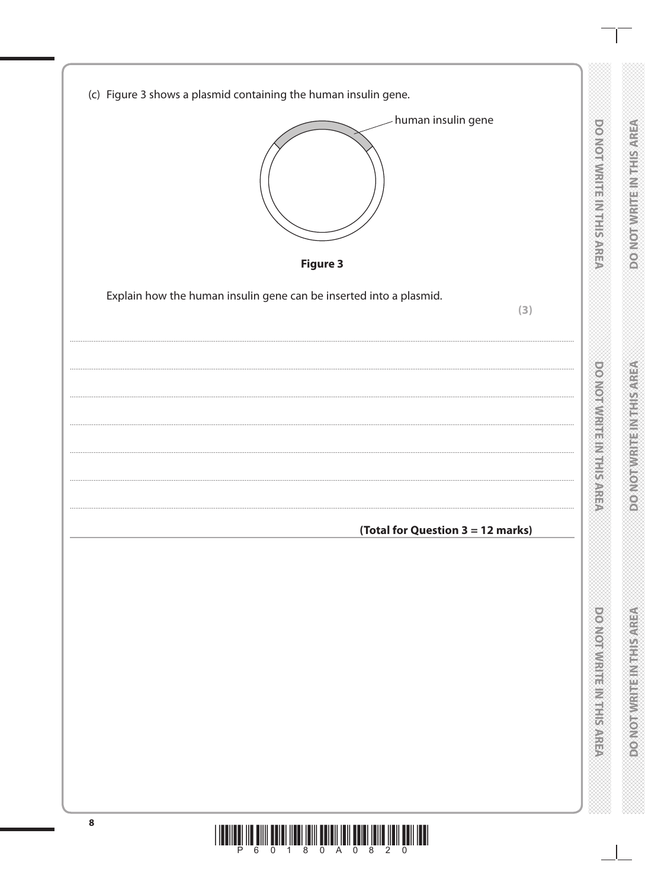(c) Figure 3 shows a plasmid containing the human insulin gene.

human insulin gene

**Figure 3**

Explain how the human insulin gene can be inserted into a plasmid.

**(3)**

..............................................................................................................................................

..............................................................................................................................................

..............................................................................................................................................

..............................................................................................................................................

..............................................................................................................................................

..............................................................................................................................................

**(Total for Question 3 = 12 marks)**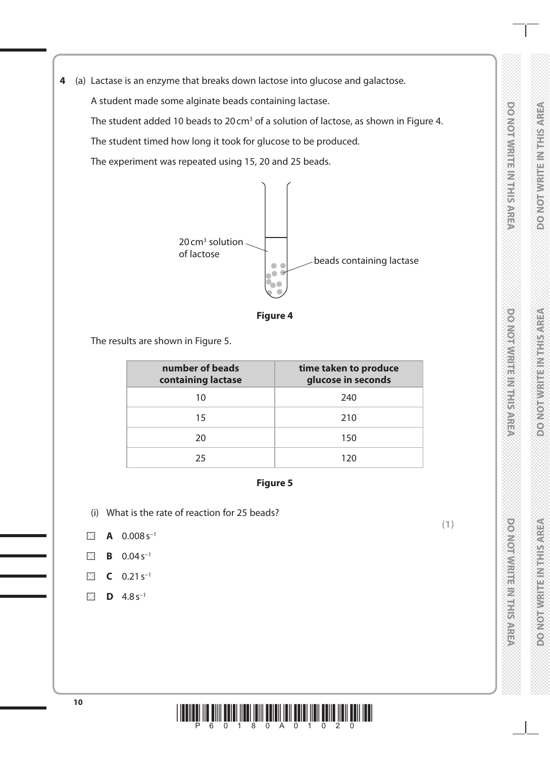**4** (a) Lactase is an enzyme that breaks down lactose into glucose and galactose.

A student made some alginate beads containing lactase.

The student added 10 beads to 20 $cm^3$ of a solution of lactose, as shown in Figure 4.

The student timed how long it took for glucose to be produced.

The experiment was repeated using 15, 20 and 25 beads.

20 $cm^3$ solution of lactose

beads containing lactase

**Figure 4**

The results are shown in Figure 5.

| number of beads containing lactase | time taken to produce glucose in seconds |
|---|---|
| 10 | 240 |
| 15 | 210 |
| 20 | 150 |
| 25 | 120 |

**Figure 5**

(i) What is the rate of reaction for 25 beads?

**(1)**

- **A** $0.008\,s^{-1}$
- **B** $0.04\,s^{-1}$
- **C** $0.21\,s^{-1}$
- **D** $4.8\,s^{-1}$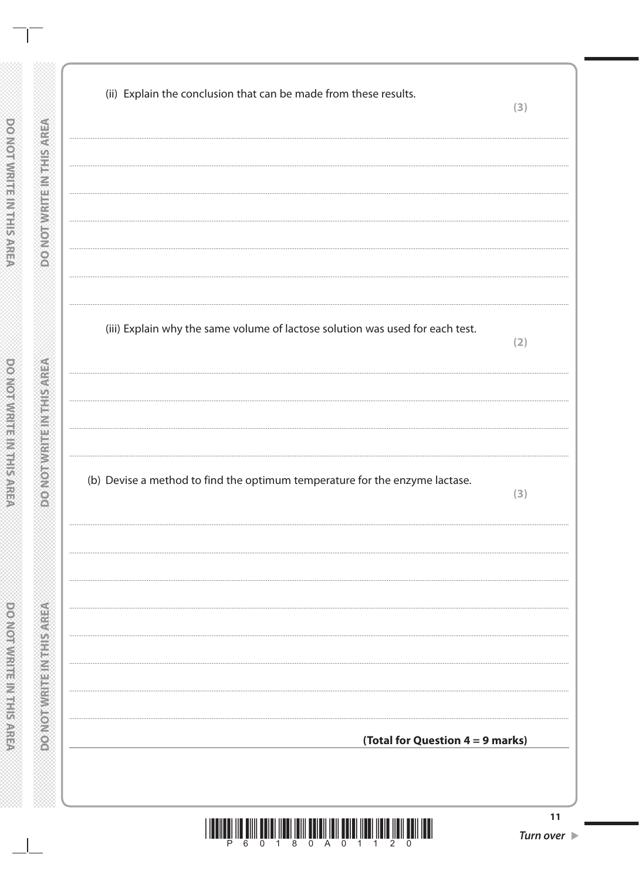(ii) Explain the conclusion that can be made from these results.

**(3)**

.......................................................................................................................................................................

.......................................................................................................................................................................

.......................................................................................................................................................................

.......................................................................................................................................................................

.......................................................................................................................................................................

.......................................................................................................................................................................

(iii) Explain why the same volume of lactose solution was used for each test.

**(2)**

.......................................................................................................................................................................

.......................................................................................................................................................................

.......................................................................................................................................................................

.......................................................................................................................................................................

(b) Devise a method to find the optimum temperature for the enzyme lactase.

**(3)**

.......................................................................................................................................................................

.......................................................................................................................................................................

.......................................................................................................................................................................

.......................................................................................................................................................................

.......................................................................................................................................................................

.......................................................................................................................................................................

.......................................................................................................................................................................

.......................................................................................................................................................................

**(Total for Question 4 = 9 marks)**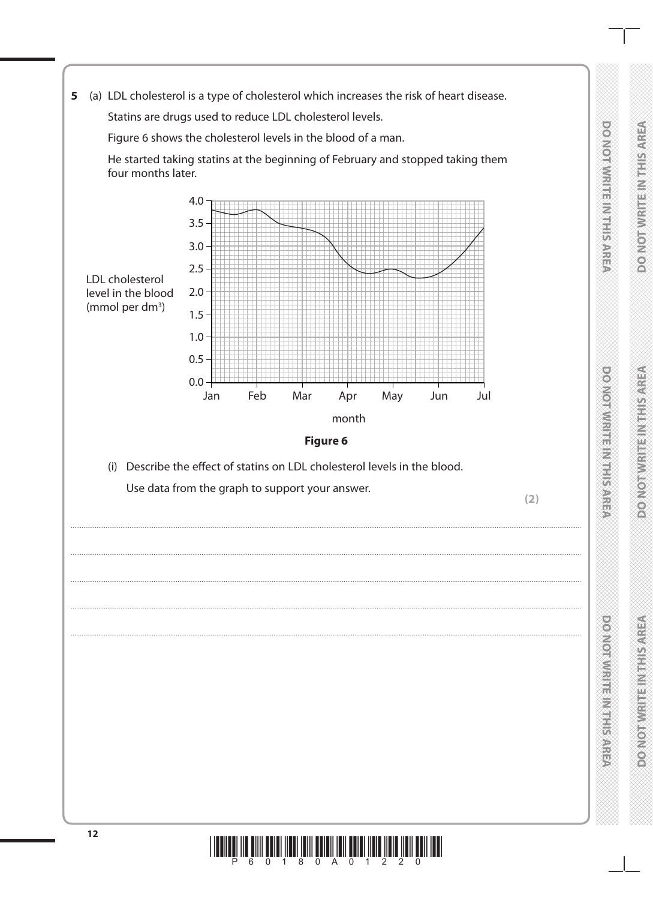**5** (a) LDL cholesterol is a type of cholesterol which increases the risk of heart disease.

Statins are drugs used to reduce LDL cholesterol levels.

Figure 6 shows the cholesterol levels in the blood of a man.

He started taking statins at the beginning of February and stopped taking them four months later.

**Figure 6**

(i) Describe the effect of statins on LDL cholesterol levels in the blood.

Use data from the graph to support your answer.

**(2)**

.......................................................................................................................................................................................................

.......................................................................................................................................................................................................

.......................................................................................................................................................................................................

.......................................................................................................................................................................................................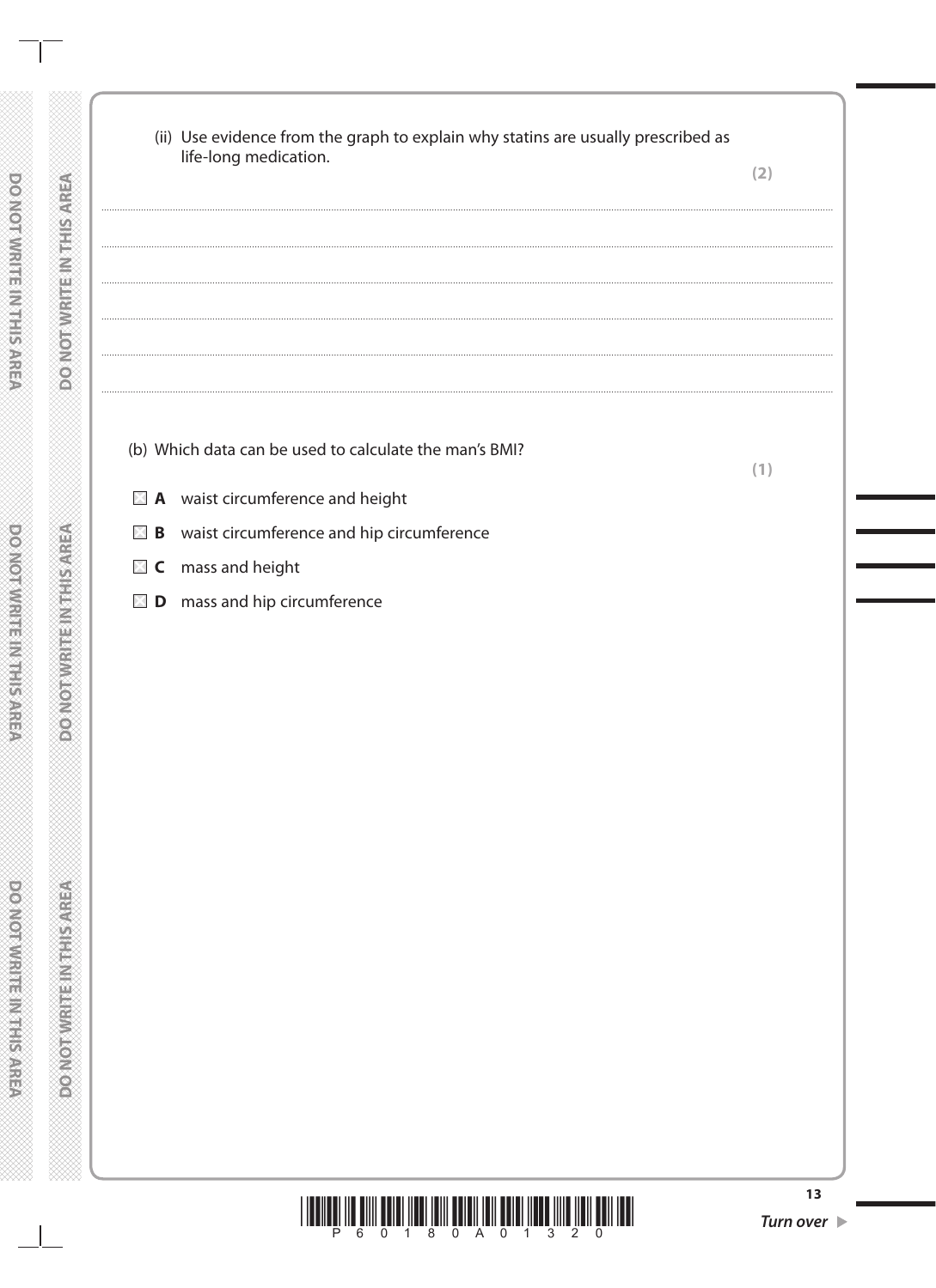(ii) Use evidence from the graph to explain why statins are usually prescribed as life-long medication.

**(2)**

........................................................................................................................................................................................................

........................................................................................................................................................................................................

........................................................................................................................................................................................................

........................................................................................................................................................................................................

........................................................................................................................................................................................................

(b) Which data can be used to calculate the man's BMI?

**(1)**

- ☒ **A** waist circumference and height
- ☒ **B** waist circumference and hip circumference
- ☒ **C** mass and height
- ☒ **D** mass and hip circumference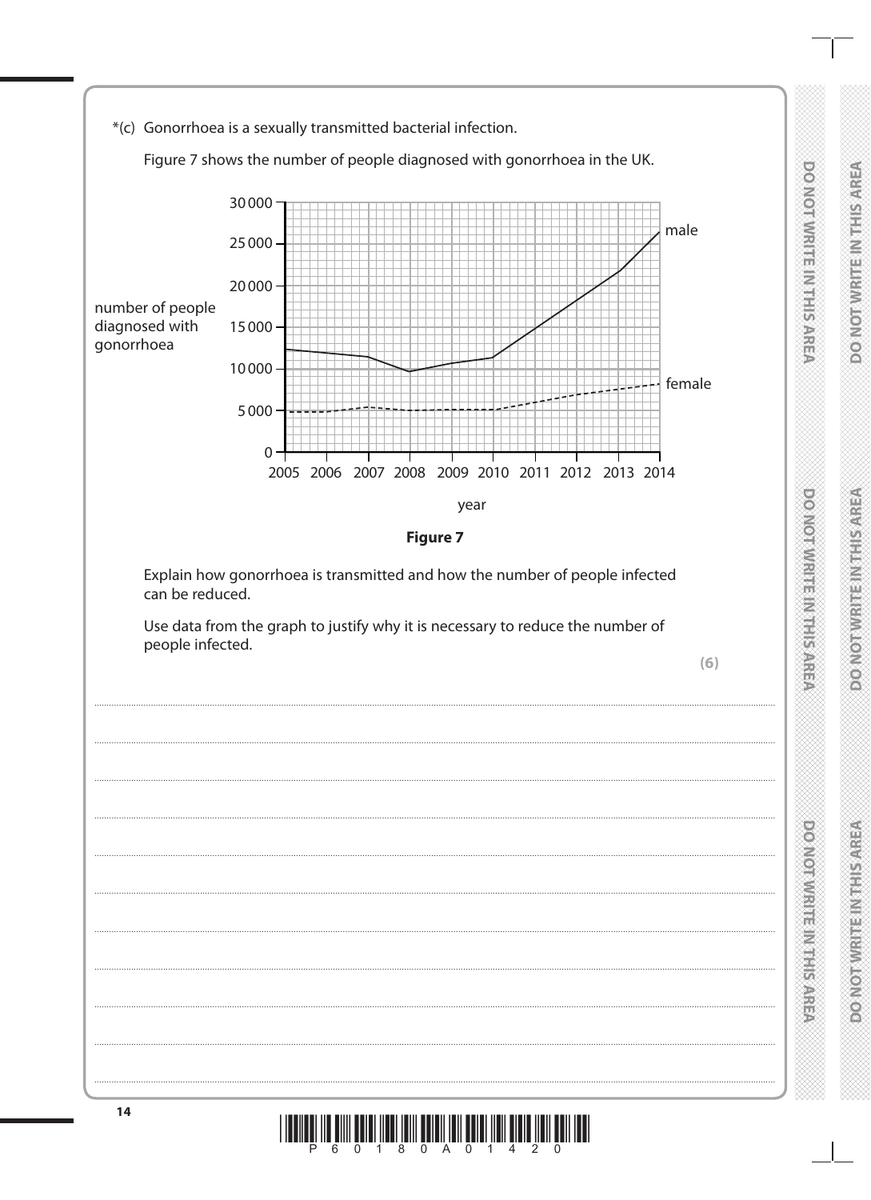*(c) Gonorrhoea is a sexually transmitted bacterial infection.

Figure 7 shows the number of people diagnosed with gonorrhoea in the UK.

**Figure 7**

Explain how gonorrhoea is transmitted and how the number of people infected can be reduced.

Use data from the graph to justify why it is necessary to reduce the number of people infected.

**(6)**

........................................................................................................................................

........................................................................................................................................

........................................................................................................................................

........................................................................................................................................

........................................................................................................................................

........................................................................................................................................

........................................................................................................................................

........................................................................................................................................

........................................................................................................................................

........................................................................................................................................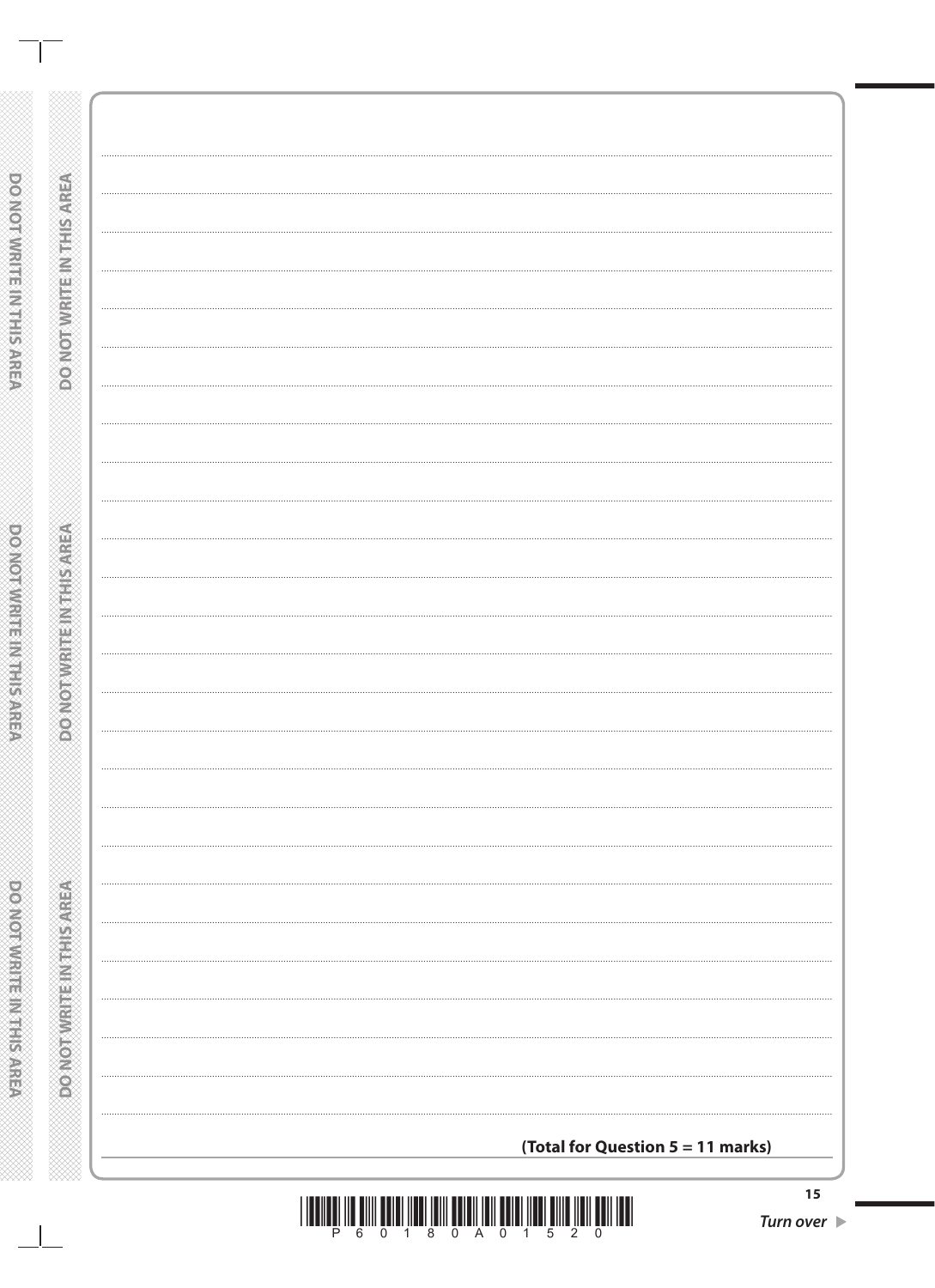**(Total for Question 5 = 11 marks)**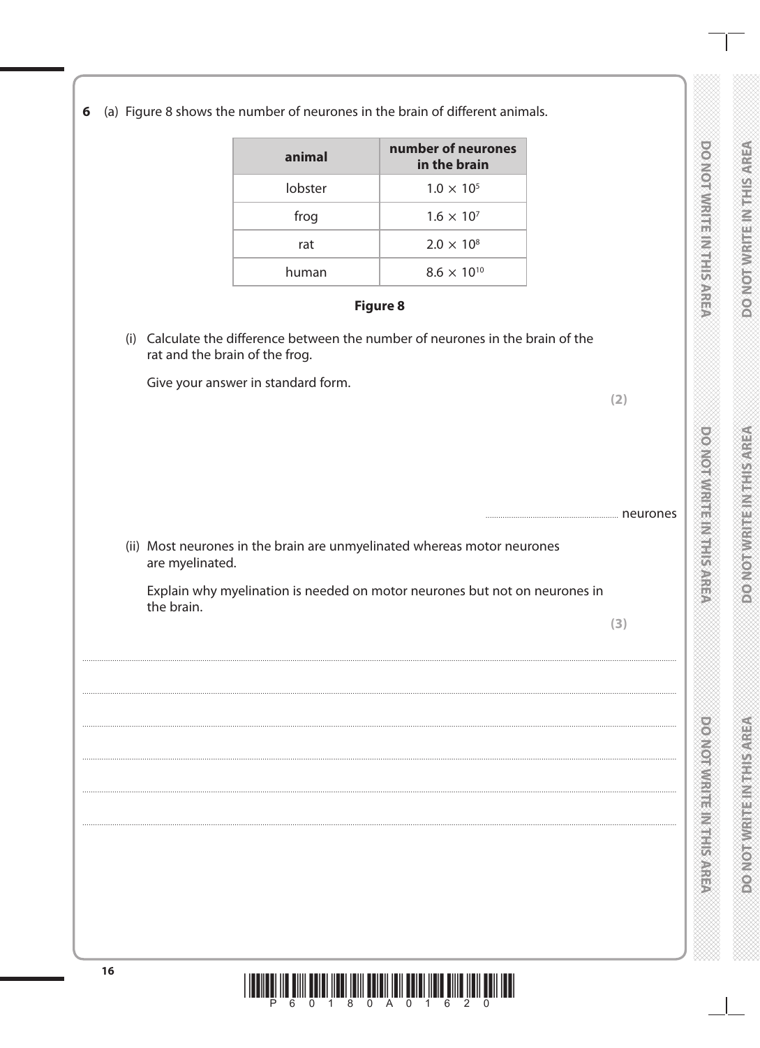**6** (a) Figure 8 shows the number of neurones in the brain of different animals.

| animal | number of neurones in the brain |
|---|---|
| lobster | $1.0 \times 10^5$ |
| frog | $1.6 \times 10^7$ |
| rat | $2.0 \times 10^8$ |
| human | $8.6 \times 10^{10}$ |

**Figure 8**

(i) Calculate the difference between the number of neurones in the brain of the rat and the brain of the frog.

Give your answer in standard form.

**(2)**

.............................................................. neurones

(ii) Most neurones in the brain are unmyelinated whereas motor neurones are myelinated.

Explain why myelination is needed on motor neurones but not on neurones in the brain.

**(3)**

..................................................................................................................................................

..................................................................................................................................................

..................................................................................................................................................

..................................................................................................................................................

..................................................................................................................................................

..................................................................................................................................................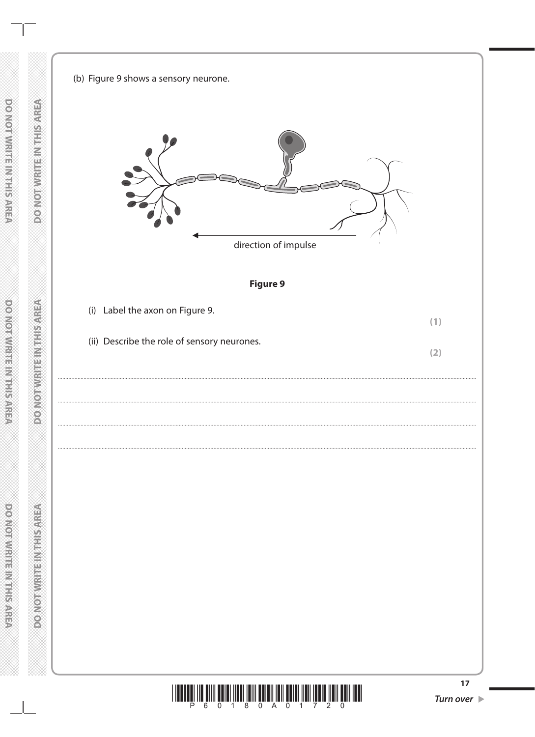(b) Figure 9 shows a sensory neurone.

direction of impulse

**Figure 9**

(i) Label the axon on Figure 9.

**(1)**

(ii) Describe the role of sensory neurones.

**(2)**

.......................................................................................................................................................................................................................................

.......................................................................................................................................................................................................................................

.......................................................................................................................................................................................................................................

.......................................................................................................................................................................................................................................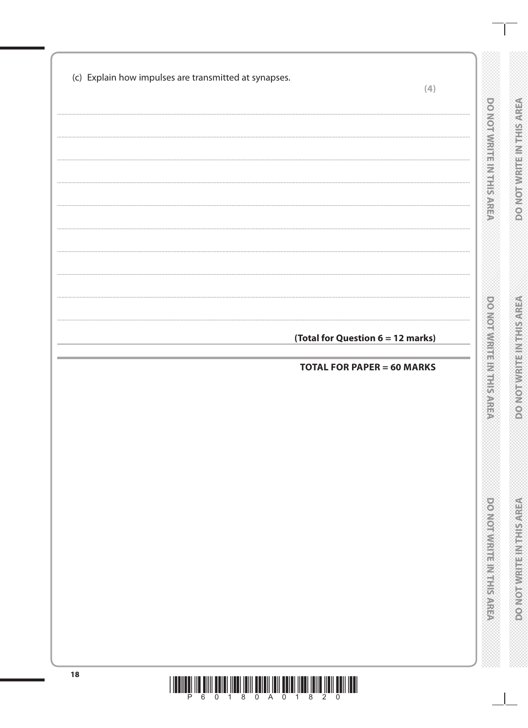(c) Explain how impulses are transmitted at synapses.

**(4)**

**(Total for Question 6 = 12 marks)**

**TOTAL FOR PAPER = 60 MARKS**